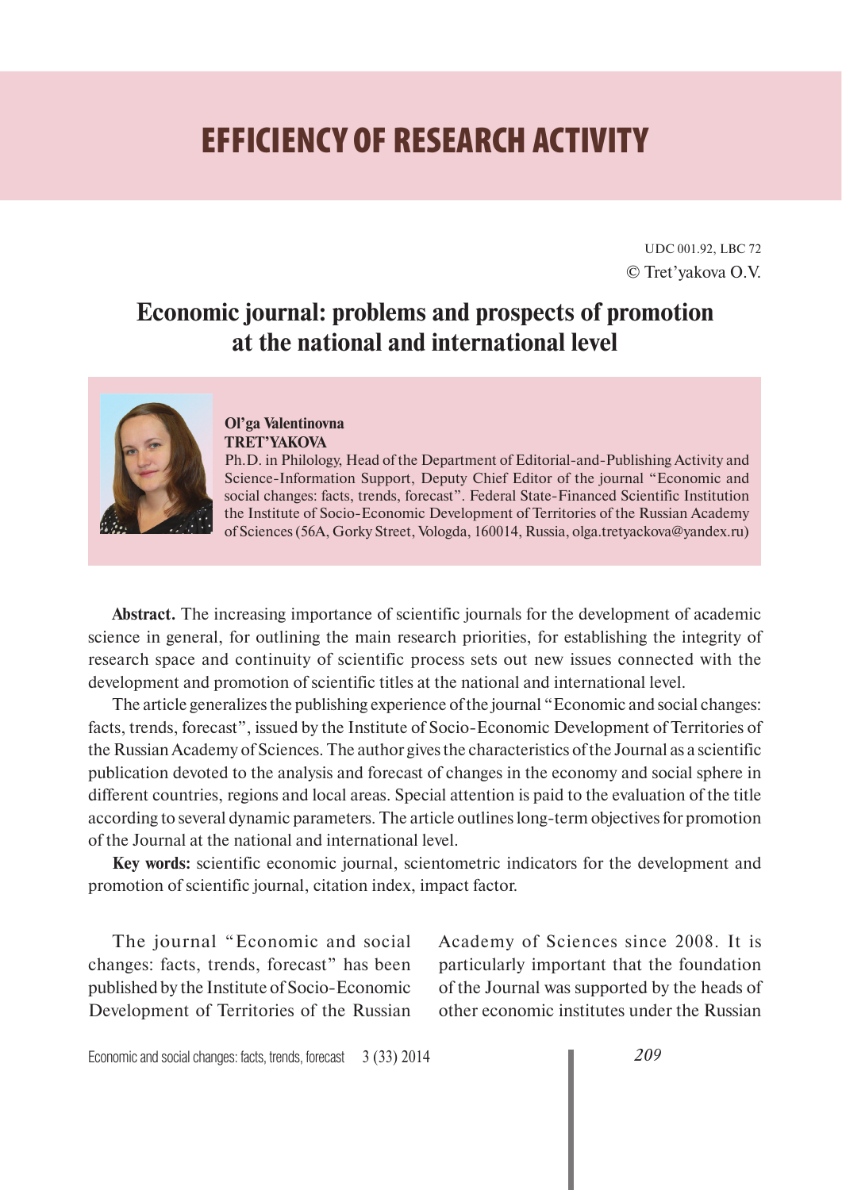# EFFICIENCY OF RESEARCH ACTIVITY

UDC 001.92, LBC 72

© Tret'yakova O.V.

## Economic journal: problems and prospects of promotion at the national and international level

**Ol'ga Valentinovna TRET'YAKOVA**

Ph.D. in Philology, Head of the Department of Editorial-and-Publishing Activity and Science-Information Support, Deputy Chief Editor of the journal "Economic and social changes: facts, trends, forecast". Federal State-Financed Scientific Institution the Institute of Socio-Economic Development of Territories of the Russian Academy of Sciences (56A, Gorky Street, Vologda, 160014, Russia, olga.tretyackova@yandex.ru)

**Abstract.** The increasing importance of scientific journals for the development of academic science in general, for outlining the main research priorities, for establishing the integrity of research space and continuity of scientific process sets out new issues connected with the development and promotion of scientific titles at the national and international level.

The article generalizes the publishing experience of the journal "Economic and social changes: facts, trends, forecast", issued by the Institute of Socio-Economic Development of Territories of the Russian Academy of Sciences. The author gives the characteristics of the Journal as a scientific publication devoted to the analysis and forecast of changes in the economy and social sphere in different countries, regions and local areas. Special attention is paid to the evaluation of the title according to several dynamic parameters. The article outlines long-term objectives for promotion of the Journal at the national and international level.

**Key words:** scientific economic journal, scientometric indicators for the development and promotion of scientific journal, citation index, impact factor.

The journal "Economic and social changes: facts, trends, forecast" has been published by the Institute of Socio-Economic Development of Territories of the Russian Academy of Sciences since 2008. It is particularly important that the foundation of the Journal was supported by the heads of other economic institutes under the Russian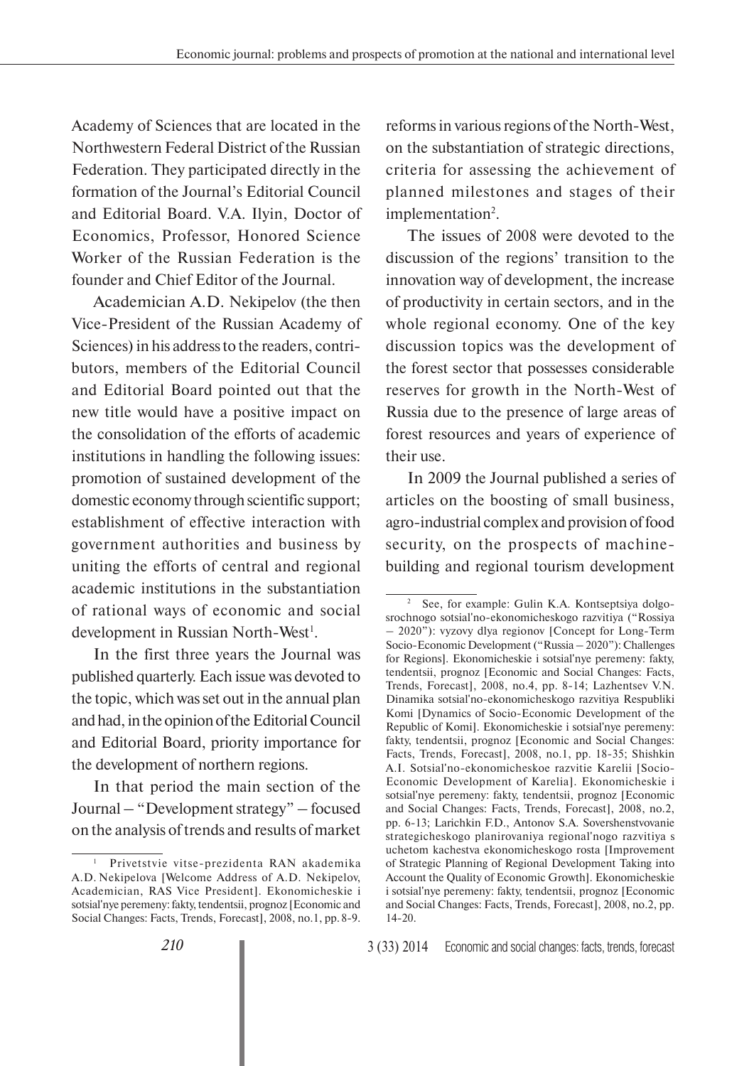Academy of Sciences that are located in the Northwestern Federal District of the Russian Federation. They participated directly in the formation of the Journal's Editorial Council and Editorial Board. V.A. Ilyin, Doctor of Economics, Professor, Honored Science Worker of the Russian Federation is the founder and Chief Editor of the Journal.

Academician A.D. Nekipelov (the then Vice-President of the Russian Academy of Sciences) in his address to the readers, contributors, members of the Editorial Council and Editorial Board pointed out that the new title would have a positive impact on the consolidation of the efforts of academic institutions in handling the following issues: promotion of sustained development of the domestic economy through scientific support; establishment of effective interaction with government authorities and business by uniting the efforts of central and regional academic institutions in the substantiation of rational ways of economic and social development in Russian North-West[1].

In the first three years the Journal was published quarterly. Each issue was devoted to the topic, which was set out in the annual plan and had, in the opinion of the Editorial Council and Editorial Board, priority importance for the development of northern regions.

In that period the main section of the Journal – "Development strategy" – focused on the analysis of trends and results of market reforms in various regions of the North-West, on the substantiation of strategic directions, criteria for assessing the achievement of planned milestones and stages of their implementation[2].

The issues of 2008 were devoted to the discussion of the regions' transition to the innovation way of development, the increase of productivity in certain sectors, and in the whole regional economy. One of the key discussion topics was the development of the forest sector that possesses considerable reserves for growth in the North-West of Russia due to the presence of large areas of forest resources and years of experience of their use.

In 2009 the Journal published a series of articles on the boosting of small business, agro-industrial complex and provision of food security, on the prospects of machine-building and regional tourism development

---

[1] Privetstvie vitse-prezidenta RAN akademika A.D. Nekipelova [Welcome Address of A.D. Nekipelov, Academician, RAS Vice President]. Ekonomicheskie i sotsial'nye peremeny: fakty, tendentsii, prognoz [Economic and Social Changes: Facts, Trends, Forecast], 2008, no.1, pp. 8-9.

[2] See, for example: Gulin K.A. Kontseptsiya dolgosrochnogo sotsial'no-ekonomicheskogo razvitiya ("Rossiya – 2020"): vyzovy dlya regionov [Concept for Long-Term Socio-Economic Development ("Russia – 2020"): Challenges for Regions]. Ekonomicheskie i sotsial'nye peremeny: fakty, tendentsii, prognoz [Economic and Social Changes: Facts, Trends, Forecast], 2008, no.4, pp. 8-14; Lazhentsev V.N. Dinamika sotsial'no-ekonomicheskogo razvitiya Respubliki Komi [Dynamics of Socio-Economic Development of the Republic of Komi]. Ekonomicheskie i sotsial'nye peremeny: fakty, tendentsii, prognoz [Economic and Social Changes: Facts, Trends, Forecast], 2008, no.1, pp. 18-35; Shishkin A.I. Sotsial'no-ekonomicheskoe razvitie Karelii [Socio-Economic Development of Karelia]. Ekonomicheskie i sotsial'nye peremeny: fakty, tendentsii, prognoz [Economic and Social Changes: Facts, Trends, Forecast], 2008, no.2, pp. 6-13; Larichkin F.D., Antonov S.A. Sovershenstvovanie strategicheskogo planirovaniya regional'nogo razvitiya s uchetom kachestva ekonomicheskogo rosta [Improvement of Strategic Planning of Regional Development Taking into Account the Quality of Economic Growth]. Ekonomicheskie i sotsial'nye peremeny: fakty, tendentsii, prognoz [Economic and Social Changes: Facts, Trends, Forecast], 2008, no.2, pp. 14-20.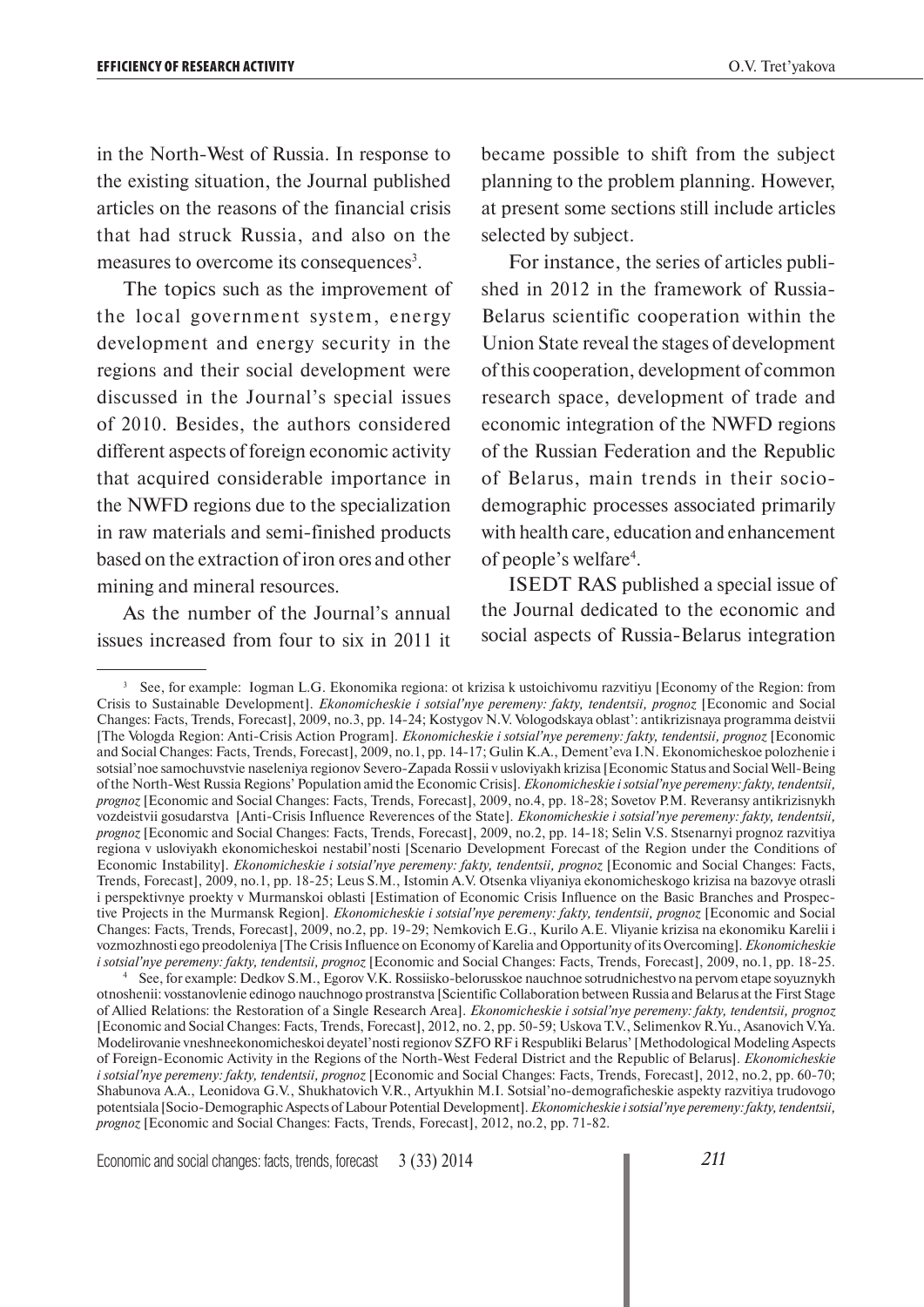in the North-West of Russia. In response to the existing situation, the Journal published articles on the reasons of the financial crisis that had struck Russia, and also on the measures to overcome its consequences[3].

The topics such as the improvement of the local government system, energy development and energy security in the regions and their social development were discussed in the Journal's special issues of 2010. Besides, the authors considered different aspects of foreign economic activity that acquired considerable importance in the NWFD regions due to the specialization in raw materials and semi-finished products based on the extraction of iron ores and other mining and mineral resources.

As the number of the Journal's annual issues increased from four to six in 2011 it became possible to shift from the subject planning to the problem planning. However, at present some sections still include articles selected by subject.

For instance, the series of articles published in 2012 in the framework of Russia-Belarus scientific cooperation within the Union State reveal the stages of development of this cooperation, development of common research space, development of trade and economic integration of the NWFD regions of the Russian Federation and the Republic of Belarus, main trends in their socio-demographic processes associated primarily with health care, education and enhancement of people's welfare[4].

ISEDT RAS published a special issue of the Journal dedicated to the economic and social aspects of Russia-Belarus integration

---

[3] See, for example: Iogman L.G. Ekonomika regiona: ot krizisa k ustoichivomu razvitiyu [Economy of the Region: from Crisis to Sustainable Development]. *Ekonomicheskie i sotsial'nye peremeny: fakty, tendentsii, prognoz* [Economic and Social Changes: Facts, Trends, Forecast], 2009, no.3, pp. 14-24; Kostygov N.V. Vologodskaya oblast': antikrizisnaya programma deistvii [The Vologda Region: Anti-Crisis Action Program]. *Ekonomicheskie i sotsial'nye peremeny: fakty, tendentsii, prognoz* [Economic and Social Changes: Facts, Trends, Forecast], 2009, no.1, pp. 14-17; Gulin K.A., Dement'eva I.N. Ekonomicheskoe polozhenie i sotsial'noe samochuvstvie naseleniya regionov Severo-Zapada Rossii v usloviyakh krizisa [Economic Status and Social Well-Being of the North-West Russia Regions' Population amid the Economic Crisis]. *Ekonomicheskie i sotsial'nye peremeny: fakty, tendentsii, prognoz* [Economic and Social Changes: Facts, Trends, Forecast], 2009, no.4, pp. 18-28; Sovetov P.M. Reveransy antikrizisnykh vozdeistvii gosudarstva [Anti-Crisis Influence Reverences of the State]. *Ekonomicheskie i sotsial'nye peremeny: fakty, tendentsii, prognoz* [Economic and Social Changes: Facts, Trends, Forecast], 2009, no.2, pp. 14-18; Selin V.S. Stsenarnyi prognoz razvitiya regiona v usloviyakh ekonomicheskoi nestabil'nosti [Scenario Development Forecast of the Region under the Conditions of Economic Instability]. *Ekonomicheskie i sotsial'nye peremeny: fakty, tendentsii, prognoz* [Economic and Social Changes: Facts, Trends, Forecast], 2009, no.1, pp. 18-25; Leus S.M., Istomin A.V. Otsenka vliyaniya ekonomicheskogo krizisa na bazovye otrasli i perspektivnye proekty v Murmanskoi oblasti [Estimation of Economic Crisis Influence on the Basic Branches and Prospective Projects in the Murmansk Region]. *Ekonomicheskie i sotsial'nye peremeny: fakty, tendentsii, prognoz* [Economic and Social Changes: Facts, Trends, Forecast], 2009, no.2, pp. 19-29; Nemkovich E.G., Kurilo A.E. Vliyanie krizisa na ekonomiku Karelii i vozmozhnosti ego preodoleniya [The Crisis Influence on Economy of Karelia and Opportunity of its Overcoming]. *Ekonomicheskie i sotsial'nye peremeny: fakty, tendentsii, prognoz* [Economic and Social Changes: Facts, Trends, Forecast], 2009, no.1, pp. 18-25.

[4] See, for example: Dedkov S.M., Egorov V.K. Rossiisko-belorusskoe nauchnoe sotrudnichestvo na pervom etape soyuznykh otnoshenii: vosstanovlenie edinogo nauchnogo prostranstva [Scientific Collaboration between Russia and Belarus at the First Stage of Allied Relations: the Restoration of a Single Research Area]. *Ekonomicheskie i sotsial'nye peremeny: fakty, tendentsii, prognoz* [Economic and Social Changes: Facts, Trends, Forecast], 2012, no. 2, pp. 50-59; Uskova T.V., Selimenkov R.Yu., Asanovich V.Ya. Modelirovanie vneshneekonomicheskoi deyatel'nosti regionov SZFO RF i Respubliki Belarus' [Methodological Modeling Aspects of Foreign-Economic Activity in the Regions of the North-West Federal District and the Republic of Belarus]. *Ekonomicheskie i sotsial'nye peremeny: fakty, tendentsii, prognoz* [Economic and Social Changes: Facts, Trends, Forecast], 2012, no.2, pp. 60-70; Shabunova A.A., Leonidova G.V., Shukhatovich V.R., Artyukhin M.I. Sotsial'no-demograficheskie aspekty razvitiya trudovogo potentsiala [Socio-Demographic Aspects of Labour Potential Development]. *Ekonomicheskie i sotsial'nye peremeny: fakty, tendentsii, prognoz* [Economic and Social Changes: Facts, Trends, Forecast], 2012, no.2, pp. 71-82.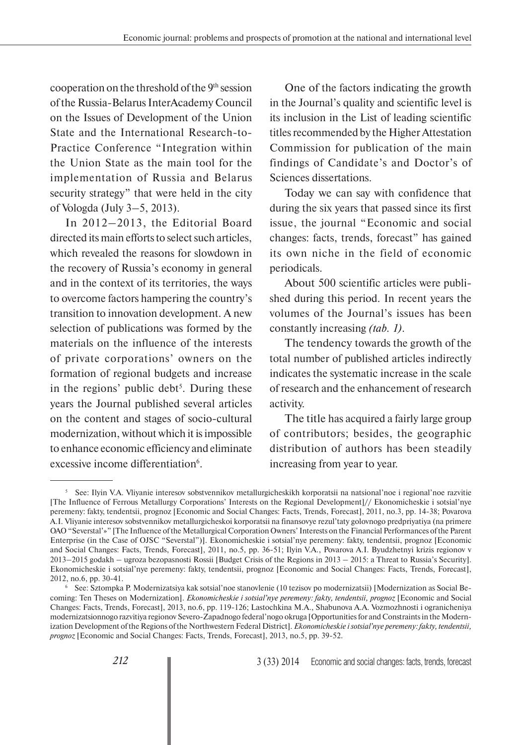cooperation on the threshold of the 9th session of the Russia-Belarus InterAcademy Council on the Issues of Development of the Union State and the International Research-to-Practice Conference "Integration within the Union State as the main tool for the implementation of Russia and Belarus security strategy" that were held in the city of Vologda (July 3–5, 2013).

In 2012–2013, the Editorial Board directed its main efforts to select such articles, which revealed the reasons for slowdown in the recovery of Russia's economy in general and in the context of its territories, the ways to overcome factors hampering the country's transition to innovation development. A new selection of publications was formed by the materials on the influence of the interests of private corporations' owners on the formation of regional budgets and increase in the regions' public debt[5]. During these years the Journal published several articles on the content and stages of socio-cultural modernization, without which it is impossible to enhance economic efficiency and eliminate excessive income differentiation[6].

One of the factors indicating the growth in the Journal's quality and scientific level is its inclusion in the List of leading scientific titles recommended by the Higher Attestation Commission for publication of the main findings of Candidate's and Doctor's of Sciences dissertations.

Today we can say with confidence that during the six years that passed since its first issue, the journal "Economic and social changes: facts, trends, forecast" has gained its own niche in the field of economic periodicals.

About 500 scientific articles were published during this period. In recent years the volumes of the Journal's issues has been constantly increasing *(tab. 1)*.

The tendency towards the growth of the total number of published articles indirectly indicates the systematic increase in the scale of research and the enhancement of research activity.

The title has acquired a fairly large group of contributors; besides, the geographic distribution of authors has been steadily increasing from year to year.

---

[5] See: Ilyin V.A. Vliyanie interesov sobstvennikov metallurgicheskikh korporatsii na natsional'noe i regional'noe razvitie [The Influence of Ferrous Metallurgy Corporations' Interests on the Regional Development]// Ekonomicheskie i sotsial'nye peremeny: fakty, tendentsii, prognoz [Economic and Social Changes: Facts, Trends, Forecast], 2011, no.3, pp. 14-38; Povarova A.I. Vliyanie interesov sobstvennikov metallurgicheskoi korporatsii na finansovye rezul'taty golovnogo predpriyatiya (na primere OAO "Severstal'»" [The Influence of the Metallurgical Corporation Owners' Interests on the Financial Performances of the Parent Enterprise (in the Case of OJSC "Severstal")]. Ekonomicheskie i sotsial'nye peremeny: fakty, tendentsii, prognoz [Economic and Social Changes: Facts, Trends, Forecast], 2011, no.5, pp. 36-51; Ilyin V.A., Povarova A.I. Byudzhetnyi krizis regionov v 2013–2015 godakh – ugroza bezopasnosti Rossii [Budget Crisis of the Regions in 2013 – 2015: a Threat to Russia's Security]. Ekonomicheskie i sotsial'nye peremeny: fakty, tendentsii, prognoz [Economic and Social Changes: Facts, Trends, Forecast], 2012, no.6, pp. 30-41.

[6] See: Sztompka P. Modernizatsiya kak sotsial'noe stanovlenie (10 tezisov po modernizatsii) [Modernization as Social Becoming: Ten Theses on Modernization]. *Ekonomicheskie i sotsial'nye peremeny: fakty, tendentsii, prognoz* [Economic and Social Changes: Facts, Trends, Forecast], 2013, no.6, pp. 119-126; Lastochkina M.A., Shabunova A.A. Vozmozhnosti i ogranicheniya modernizatsionnogo razvitiya regionov Severo-Zapadnogo federal'nogo okruga [Opportunities for and Constraints in the Modernization Development of the Regions of the Northwestern Federal District]. *Ekonomicheskie i sotsial'nye peremeny: fakty, tendentsii, prognoz* [Economic and Social Changes: Facts, Trends, Forecast], 2013, no.5, pp. 39-52.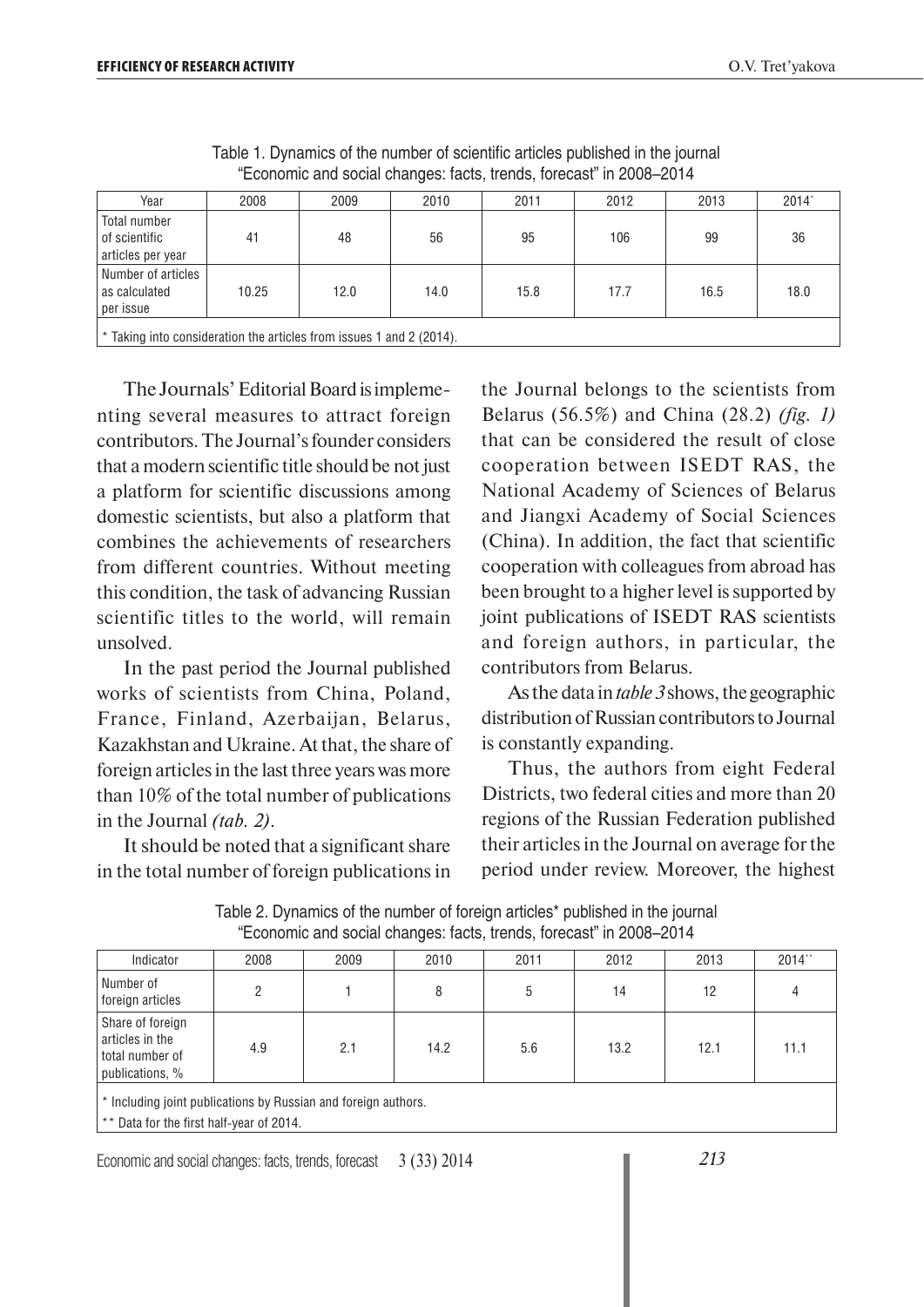Table 1. Dynamics of the number of scientific articles published in the journal "Economic and social changes: facts, trends, forecast" in 2008–2014

| Year | 2008 | 2009 | 2010 | 2011 | 2012 | 2013 | 2014* |
|---|---|---|---|---|---|---|---|
| Total number of scientific articles per year | 41 | 48 | 56 | 95 | 106 | 99 | 36 |
| Number of articles as calculated per issue | 10.25 | 12.0 | 14.0 | 15.8 | 17.7 | 16.5 | 18.0 |

* Taking into consideration the articles from issues 1 and 2 (2014).

The Journals' Editorial Board is implementing several measures to attract foreign contributors. The Journal's founder considers that a modern scientific title should be not just a platform for scientific discussions among domestic scientists, but also a platform that combines the achievements of researchers from different countries. Without meeting this condition, the task of advancing Russian scientific titles to the world, will remain unsolved.

In the past period the Journal published works of scientists from China, Poland, France, Finland, Azerbaijan, Belarus, Kazakhstan and Ukraine. At that, the share of foreign articles in the last three years was more than 10% of the total number of publications in the Journal *(tab. 2)*.

It should be noted that a significant share in the total number of foreign publications in the Journal belongs to the scientists from Belarus (56.5%) and China (28.2) *(fig. 1)* that can be considered the result of close cooperation between ISEDT RAS, the National Academy of Sciences of Belarus and Jiangxi Academy of Social Sciences (China). In addition, the fact that scientific cooperation with colleagues from abroad has been brought to a higher level is supported by joint publications of ISEDT RAS scientists and foreign authors, in particular, the contributors from Belarus.

As the data in *table 3* shows, the geographic distribution of Russian contributors to Journal is constantly expanding.

Thus, the authors from eight Federal Districts, two federal cities and more than 20 regions of the Russian Federation published their articles in the Journal on average for the period under review. Moreover, the highest

Table 2. Dynamics of the number of foreign articles* published in the journal "Economic and social changes: facts, trends, forecast" in 2008–2014

| Indicator | 2008 | 2009 | 2010 | 2011 | 2012 | 2013 | 2014** |
|---|---|---|---|---|---|---|---|
| Number of foreign articles | 2 | 1 | 8 | 5 | 14 | 12 | 4 |
| Share of foreign articles in the total number of publications, % | 4.9 | 2.1 | 14.2 | 5.6 | 13.2 | 12.1 | 11.1 |

* Including joint publications by Russian and foreign authors.

** Data for the first half-year of 2014.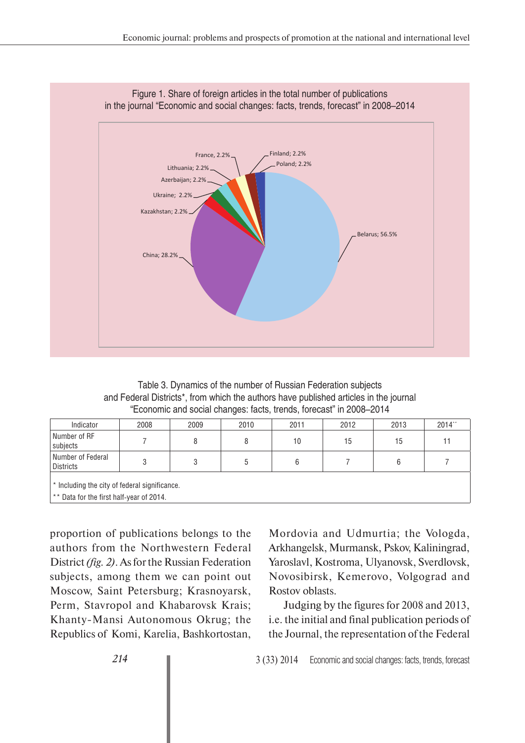Figure 1. Share of foreign articles in the total number of publications in the journal "Economic and social changes: facts, trends, forecast" in 2008–2014

France, 2.2%; Finland; 2.2%; Poland; 2.2%; Lithuania; 2.2%; Azerbaijan; 2.2%; Ukraine; 2.2%; Kazakhstan; 2.2%; Belarus; 56.5%; China; 28.2%

Table 3. Dynamics of the number of Russian Federation subjects and Federal Districts*, from which the authors have published articles in the journal "Economic and social changes: facts, trends, forecast" in 2008–2014

| Indicator | 2008 | 2009 | 2010 | 2011 | 2012 | 2013 | 2014** |
|---|---|---|---|---|---|---|---|
| Number of RF subjects | 7 | 8 | 8 | 10 | 15 | 15 | 11 |
| Number of Federal Districts | 3 | 3 | 5 | 6 | 7 | 6 | 7 |

\* Including the city of federal significance.

\** Data for the first half-year of 2014.

proportion of publications belongs to the authors from the Northwestern Federal District *(fig. 2)*. As for the Russian Federation subjects, among them we can point out Moscow, Saint Petersburg; Krasnoyarsk, Perm, Stavropol and Khabarovsk Krais; Khanty-Mansi Autonomous Okrug; the Republics of Komi, Karelia, Bashkortostan, Mordovia and Udmurtia; the Vologda, Arkhangelsk, Murmansk, Pskov, Kaliningrad, Yaroslavl, Kostroma, Ulyanovsk, Sverdlovsk, Novosibirsk, Kemerovo, Volgograd and Rostov oblasts.

Judging by the figures for 2008 and 2013, i.e. the initial and final publication periods of the Journal, the representation of the Federal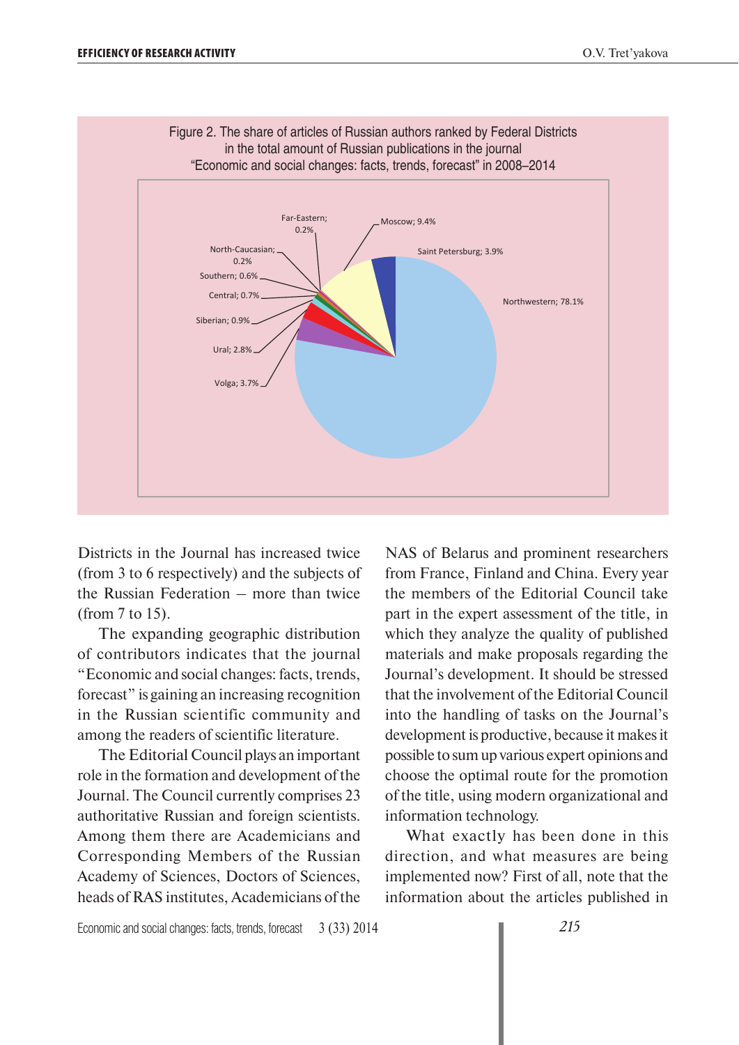Figure 2. The share of articles of Russian authors ranked by Federal Districts in the total amount of Russian publications in the journal "Economic and social changes: facts, trends, forecast" in 2008–2014

| Federal District | Share |
| --- | --- |
| Northwestern | 78.1% |
| Saint Petersburg | 3.9% |
| Moscow | 9.4% |
| Far-Eastern | 0.2% |
| North-Caucasian | 0.2% |
| Southern | 0.6% |
| Central | 0.7% |
| Siberian | 0.9% |
| Ural | 2.8% |
| Volga | 3.7% |

Districts in the Journal has increased twice (from 3 to 6 respectively) and the subjects of the Russian Federation – more than twice (from 7 to 15).

The expanding geographic distribution of contributors indicates that the journal "Economic and social changes: facts, trends, forecast" is gaining an increasing recognition in the Russian scientific community and among the readers of scientific literature.

The Editorial Council plays an important role in the formation and development of the Journal. The Council currently comprises 23 authoritative Russian and foreign scientists. Among them there are Academicians and Corresponding Members of the Russian Academy of Sciences, Doctors of Sciences, heads of RAS institutes, Academicians of the NAS of Belarus and prominent researchers from France, Finland and China. Every year the members of the Editorial Council take part in the expert assessment of the title, in which they analyze the quality of published materials and make proposals regarding the Journal's development. It should be stressed that the involvement of the Editorial Council into the handling of tasks on the Journal's development is productive, because it makes it possible to sum up various expert opinions and choose the optimal route for the promotion of the title, using modern organizational and information technology.

What exactly has been done in this direction, and what measures are being implemented now? First of all, note that the information about the articles published in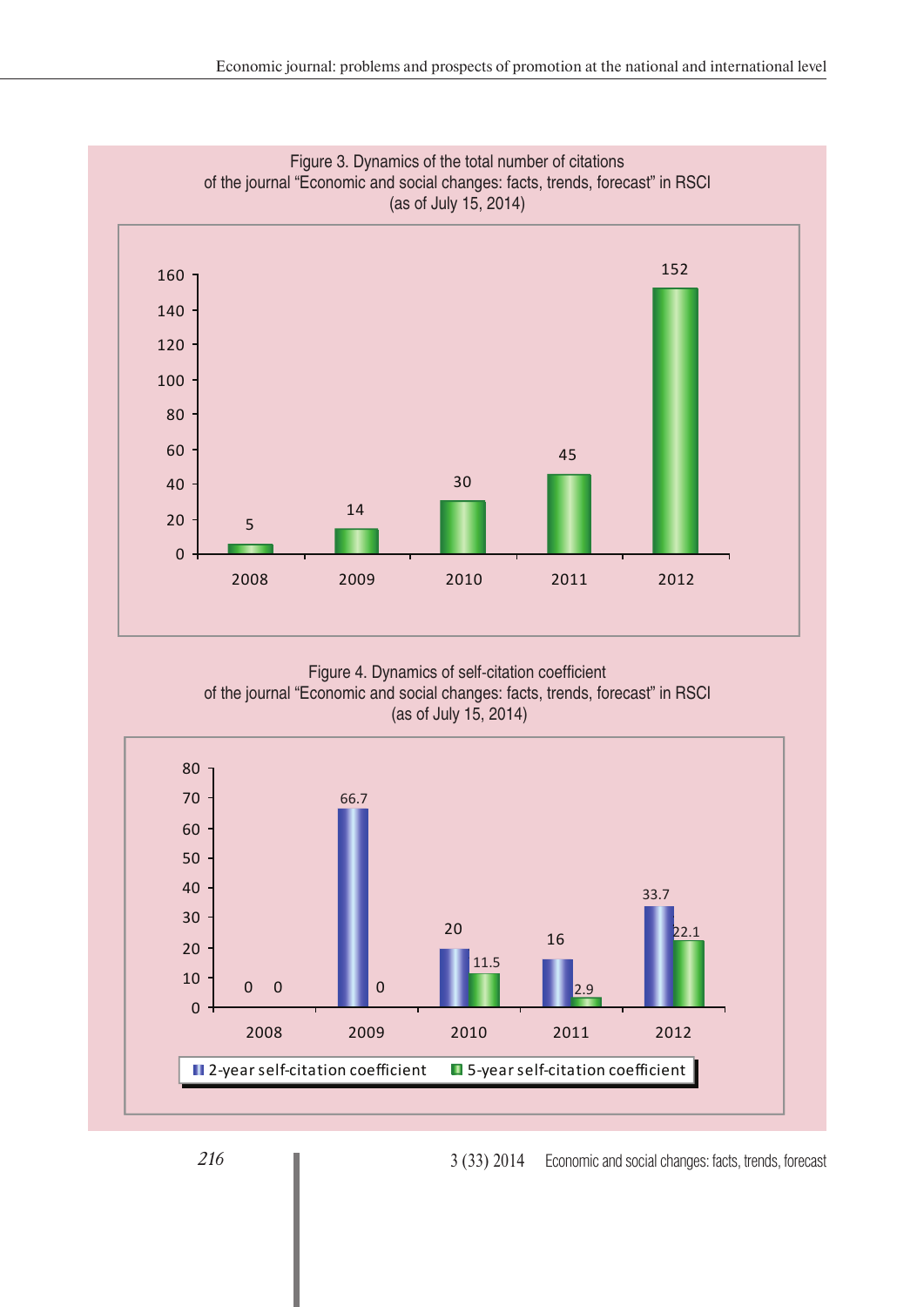Figure 3. Dynamics of the total number of citations of the journal "Economic and social changes: facts, trends, forecast" in RSCI (as of July 15, 2014)

| Year | Total number of citations |
|---|---|
| 2008 | 5 |
| 2009 | 14 |
| 2010 | 30 |
| 2011 | 45 |
| 2012 | 152 |

Figure 4. Dynamics of self-citation coefficient of the journal "Economic and social changes: facts, trends, forecast" in RSCI (as of July 15, 2014)

| Year | 2-year self-citation coefficient | 5-year self-citation coefficient |
|---|---|---|
| 2008 | 0 | 0 |
| 2009 | 66.7 | 0 |
| 2010 | 20 | 11.5 |
| 2011 | 16 | 2.9 |
| 2012 | 33.7 | 22.1 |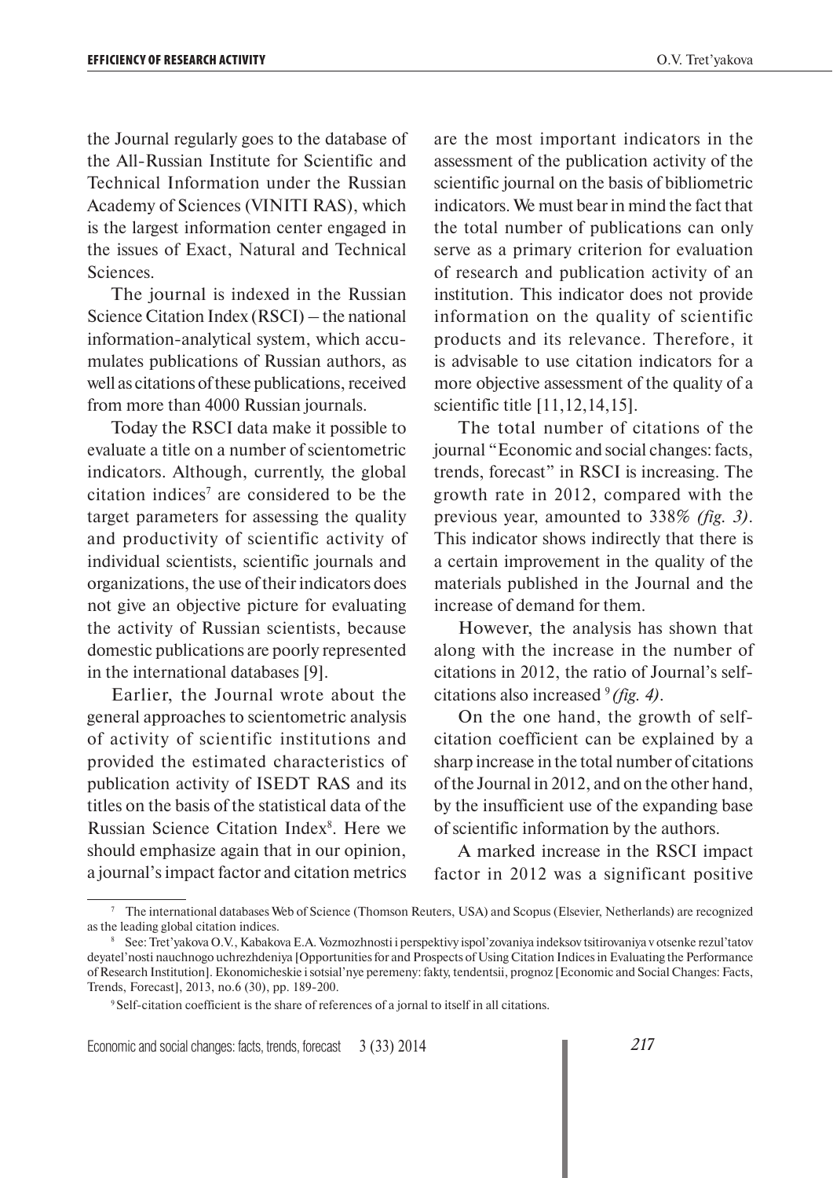the Journal regularly goes to the database of the All-Russian Institute for Scientific and Technical Information under the Russian Academy of Sciences (VINITI RAS), which is the largest information center engaged in the issues of Exact, Natural and Technical Sciences.

The journal is indexed in the Russian Science Citation Index (RSCI) – the national information-analytical system, which accumulates publications of Russian authors, as well as citations of these publications, received from more than 4000 Russian journals.

Today the RSCI data make it possible to evaluate a title on a number of scientometric indicators. Although, currently, the global citation indices[7] are considered to be the target parameters for assessing the quality and productivity of scientific activity of individual scientists, scientific journals and organizations, the use of their indicators does not give an objective picture for evaluating the activity of Russian scientists, because domestic publications are poorly represented in the international databases [9].

Earlier, the Journal wrote about the general approaches to scientometric analysis of activity of scientific institutions and provided the estimated characteristics of publication activity of ISEDT RAS and its titles on the basis of the statistical data of the Russian Science Citation Index[8]. Here we should emphasize again that in our opinion, a journal's impact factor and citation metrics are the most important indicators in the assessment of the publication activity of the scientific journal on the basis of bibliometric indicators. We must bear in mind the fact that the total number of publications can only serve as a primary criterion for evaluation of research and publication activity of an institution. This indicator does not provide information on the quality of scientific products and its relevance. Therefore, it is advisable to use citation indicators for a more objective assessment of the quality of a scientific title [11,12,14,15].

The total number of citations of the journal "Economic and social changes: facts, trends, forecast" in RSCI is increasing. The growth rate in 2012, compared with the previous year, amounted to 338% *(fig. 3)*. This indicator shows indirectly that there is a certain improvement in the quality of the materials published in the Journal and the increase of demand for them.

However, the analysis has shown that along with the increase in the number of citations in 2012, the ratio of Journal's self-citations also increased[9] *(fig. 4)*.

On the one hand, the growth of self-citation coefficient can be explained by a sharp increase in the total number of citations of the Journal in 2012, and on the other hand, by the insufficient use of the expanding base of scientific information by the authors.

A marked increase in the RSCI impact factor in 2012 was a significant positive

---

[7] The international databases Web of Science (Thomson Reuters, USA) and Scopus (Elsevier, Netherlands) are recognized as the leading global citation indices.

[8] See: Tret'yakova O.V., Kabakova E.A. Vozmozhnosti i perspektivy ispol'zovaniya indeksov tsitirovaniya v otsenke rezul'tatov deyatel'nosti nauchnogo uchrezhdeniya [Opportunities for and Prospects of Using Citation Indices in Evaluating the Performance of Research Institution]. Ekonomicheskie i sotsial'nye peremeny: fakty, tendentsii, prognoz [Economic and Social Changes: Facts, Trends, Forecast], 2013, no.6 (30), pp. 189-200.

[9] Self-citation coefficient is the share of references of a jornal to itself in all citations.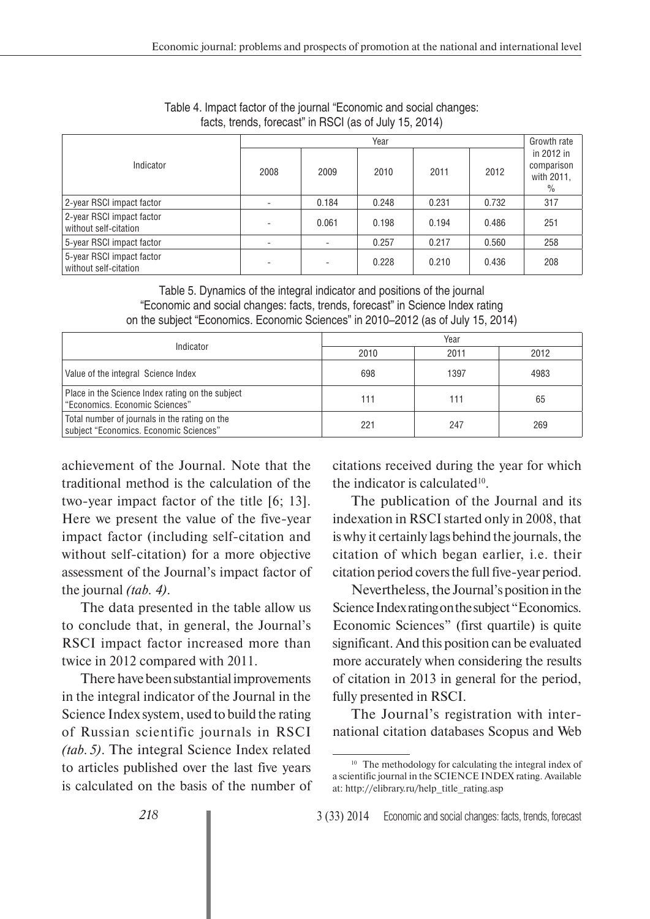Table 4. Impact factor of the journal "Economic and social changes: facts, trends, forecast" in RSCI (as of July 15, 2014)

| Indicator | Year | | | | | Growth rate in 2012 in comparison with 2011, % |
|---|---|---|---|---|---|---|
| | 2008 | 2009 | 2010 | 2011 | 2012 | |
| 2-year RSCI impact factor | - | 0.184 | 0.248 | 0.231 | 0.732 | 317 |
| 2-year RSCI impact factor without self-citation | - | 0.061 | 0.198 | 0.194 | 0.486 | 251 |
| 5-year RSCI impact factor | - | - | 0.257 | 0.217 | 0.560 | 258 |
| 5-year RSCI impact factor without self-citation | - | - | 0.228 | 0.210 | 0.436 | 208 |

Table 5. Dynamics of the integral indicator and positions of the journal "Economic and social changes: facts, trends, forecast" in Science Index rating on the subject "Economics. Economic Sciences" in 2010–2012 (as of July 15, 2014)

| Indicator | Year | | |
|---|---|---|---|
| | 2010 | 2011 | 2012 |
| Value of the integral Science Index | 698 | 1397 | 4983 |
| Place in the Science Index rating on the subject "Economics. Economic Sciences" | 111 | 111 | 65 |
| Total number of journals in the rating on the subject "Economics. Economic Sciences" | 221 | 247 | 269 |

achievement of the Journal. Note that the traditional method is the calculation of the two-year impact factor of the title [6; 13]. Here we present the value of the five-year impact factor (including self-citation and without self-citation) for a more objective assessment of the Journal's impact factor of the journal *(tab. 4)*.

The data presented in the table allow us to conclude that, in general, the Journal's RSCI impact factor increased more than twice in 2012 compared with 2011.

There have been substantial improvements in the integral indicator of the Journal in the Science Index system, used to build the rating of Russian scientific journals in RSCI *(tab. 5)*. The integral Science Index related to articles published over the last five years is calculated on the basis of the number of citations received during the year for which the indicator is calculated[10].

The publication of the Journal and its indexation in RSCI started only in 2008, that is why it certainly lags behind the journals, the citation of which began earlier, i.e. their citation period covers the full five-year period.

Nevertheless, the Journal's position in the Science Index rating on the subject "Economics. Economic Sciences" (first quartile) is quite significant. And this position can be evaluated more accurately when considering the results of citation in 2013 in general for the period, fully presented in RSCI.

The Journal's registration with international citation databases Scopus and Web

[10] The methodology for calculating the integral index of a scientific journal in the SCIENCE INDEX rating. Available at: http://elibrary.ru/help_title_rating.asp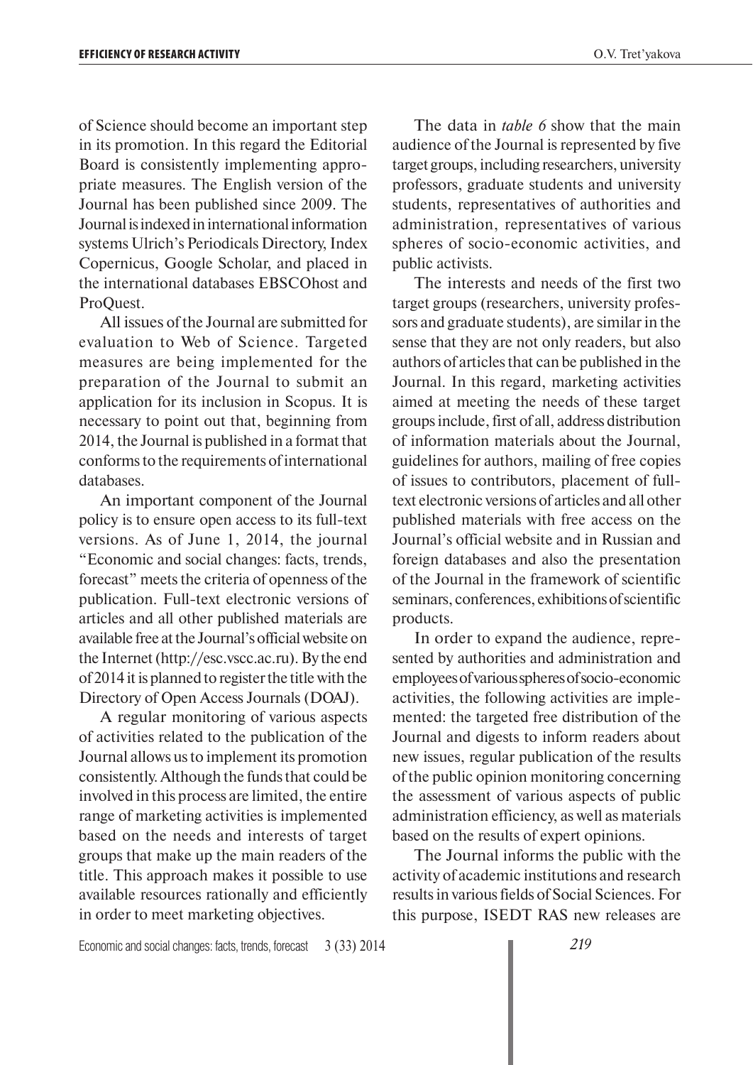of Science should become an important step in its promotion. In this regard the Editorial Board is consistently implementing appropriate measures. The English version of the Journal has been published since 2009. The Journal is indexed in international information systems Ulrich's Periodicals Directory, Index Copernicus, Google Scholar, and placed in the international databases EBSCOhost and ProQuest.

All issues of the Journal are submitted for evaluation to Web of Science. Targeted measures are being implemented for the preparation of the Journal to submit an application for its inclusion in Scopus. It is necessary to point out that, beginning from 2014, the Journal is published in a format that conforms to the requirements of international databases.

An important component of the Journal policy is to ensure open access to its full-text versions. As of June 1, 2014, the journal "Economic and social changes: facts, trends, forecast" meets the criteria of openness of the publication. Full-text electronic versions of articles and all other published materials are available free at the Journal's official website on the Internet (http://esc.vscc.ac.ru). By the end of 2014 it is planned to register the title with the Directory of Open Access Journals (DOAJ).

A regular monitoring of various aspects of activities related to the publication of the Journal allows us to implement its promotion consistently. Although the funds that could be involved in this process are limited, the entire range of marketing activities is implemented based on the needs and interests of target groups that make up the main readers of the title. This approach makes it possible to use available resources rationally and efficiently in order to meet marketing objectives.

The data in *table 6* show that the main audience of the Journal is represented by five target groups, including researchers, university professors, graduate students and university students, representatives of authorities and administration, representatives of various spheres of socio-economic activities, and public activists.

The interests and needs of the first two target groups (researchers, university professors and graduate students), are similar in the sense that they are not only readers, but also authors of articles that can be published in the Journal. In this regard, marketing activities aimed at meeting the needs of these target groups include, first of all, address distribution of information materials about the Journal, guidelines for authors, mailing of free copies of issues to contributors, placement of full-text electronic versions of articles and all other published materials with free access on the Journal's official website and in Russian and foreign databases and also the presentation of the Journal in the framework of scientific seminars, conferences, exhibitions of scientific products.

In order to expand the audience, represented by authorities and administration and employees of various spheres of socio-economic activities, the following activities are implemented: the targeted free distribution of the Journal and digests to inform readers about new issues, regular publication of the results of the public opinion monitoring concerning the assessment of various aspects of public administration efficiency, as well as materials based on the results of expert opinions.

The Journal informs the public with the activity of academic institutions and research results in various fields of Social Sciences. For this purpose, ISEDT RAS new releases are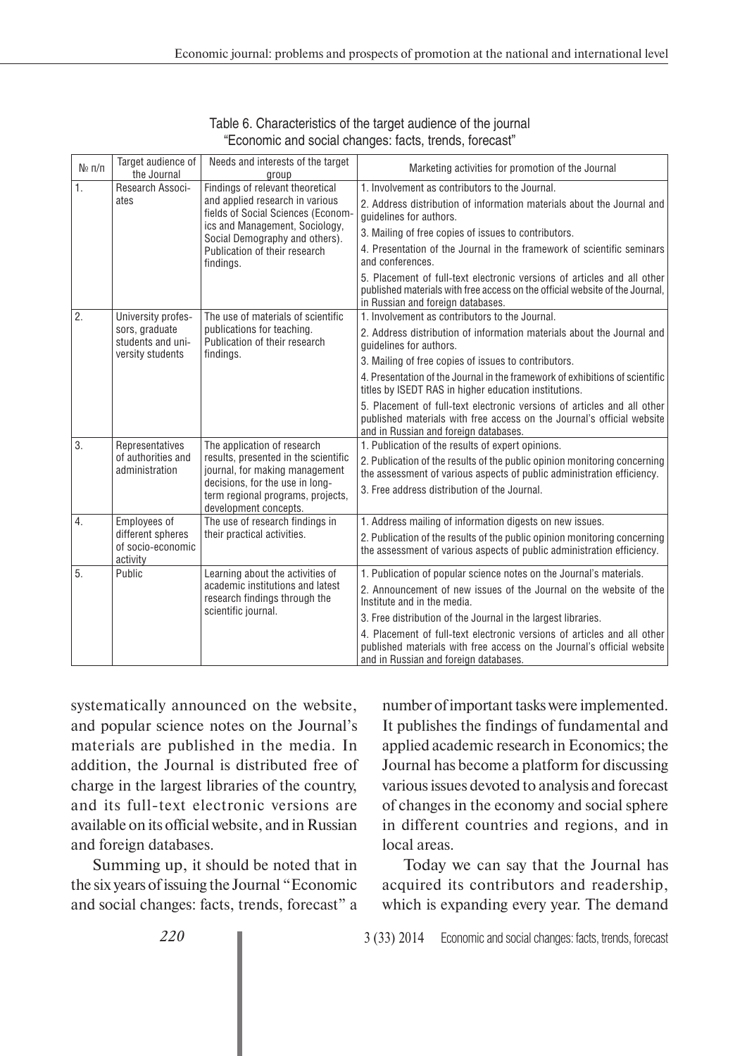Table 6. Characteristics of the target audience of the journal "Economic and social changes: facts, trends, forecast"

| № п/п | Target audience of the Journal | Needs and interests of the target group | Marketing activities for promotion of the Journal |
|---|---|---|---|
| 1. | Research Associates | Findings of relevant theoretical and applied research in various fields of Social Sciences (Economics and Management, Sociology, Social Demography and others). Publication of their research findings. | 1. Involvement as contributors to the Journal.<br>2. Address distribution of information materials about the Journal and guidelines for authors.<br>3. Mailing of free copies of issues to contributors.<br>4. Presentation of the Journal in the framework of scientific seminars and conferences.<br>5. Placement of full-text electronic versions of articles and all other published materials with free access on the official website of the Journal, in Russian and foreign databases. |
| 2. | University professors, graduate students and university students | The use of materials of scientific publications for teaching. Publication of their research findings. | 1. Involvement as contributors to the Journal.<br>2. Address distribution of information materials about the Journal and guidelines for authors.<br>3. Mailing of free copies of issues to contributors.<br>4. Presentation of the Journal in the framework of exhibitions of scientific titles by ISEDT RAS in higher education institutions.<br>5. Placement of full-text electronic versions of articles and all other published materials with free access on the Journal's official website and in Russian and foreign databases. |
| 3. | Representatives of authorities and administration | The application of research results, presented in the scientific journal, for making management decisions, for the use in long-term regional programs, projects, development concepts. | 1. Publication of the results of expert opinions.<br>2. Publication of the results of the public opinion monitoring concerning the assessment of various aspects of public administration efficiency.<br>3. Free address distribution of the Journal. |
| 4. | Employees of different spheres of socio-economic activity | The use of research findings in their practical activities. | 1. Address mailing of information digests on new issues.<br>2. Publication of the results of the public opinion monitoring concerning the assessment of various aspects of public administration efficiency. |
| 5. | Public | Learning about the activities of academic institutions and latest research findings through the scientific journal. | 1. Publication of popular science notes on the Journal's materials.<br>2. Announcement of new issues of the Journal on the website of the Institute and in the media.<br>3. Free distribution of the Journal in the largest libraries.<br>4. Placement of full-text electronic versions of articles and all other published materials with free access on the Journal's official website and in Russian and foreign databases. |

systematically announced on the website, and popular science notes on the Journal's materials are published in the media. In addition, the Journal is distributed free of charge in the largest libraries of the country, and its full-text electronic versions are available on its official website, and in Russian and foreign databases.

Summing up, it should be noted that in the six years of issuing the Journal "Economic and social changes: facts, trends, forecast" a number of important tasks were implemented. It publishes the findings of fundamental and applied academic research in Economics; the Journal has become a platform for discussing various issues devoted to analysis and forecast of changes in the economy and social sphere in different countries and regions, and in local areas.

Today we can say that the Journal has acquired its contributors and readership, which is expanding every year. The demand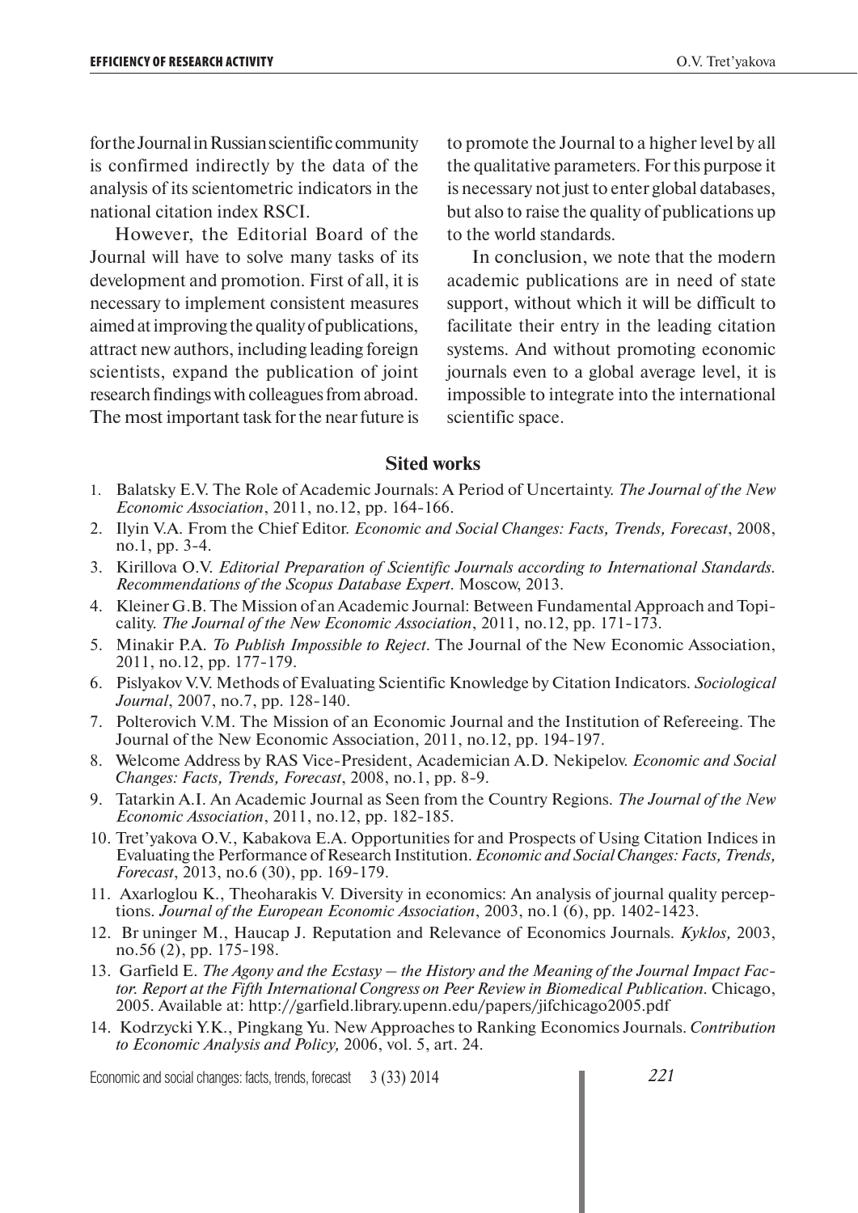for the Journal in Russian scientific community is confirmed indirectly by the data of the analysis of its scientometric indicators in the national citation index RSCI.

However, the Editorial Board of the Journal will have to solve many tasks of its development and promotion. First of all, it is necessary to implement consistent measures aimed at improving the quality of publications, attract new authors, including leading foreign scientists, expand the publication of joint research findings with colleagues from abroad. The most important task for the near future is to promote the Journal to a higher level by all the qualitative parameters. For this purpose it is necessary not just to enter global databases, but also to raise the quality of publications up to the world standards.

In conclusion, we note that the modern academic publications are in need of state support, without which it will be difficult to facilitate their entry in the leading citation systems. And without promoting economic journals even to a global average level, it is impossible to integrate into the international scientific space.

## Sited works

1. Balatsky E.V. The Role of Academic Journals: A Period of Uncertainty. *The Journal of the New Economic Association*, 2011, no.12, pp. 164-166.
2. Ilyin V.A. From the Chief Editor. *Economic and Social Changes: Facts, Trends, Forecast*, 2008, no.1, pp. 3-4.
3. Kirillova O.V. *Editorial Preparation of Scientific Journals according to International Standards. Recommendations of the Scopus Database Expert*. Moscow, 2013.
4. Kleiner G.B. The Mission of an Academic Journal: Between Fundamental Approach and Topicality. *The Journal of the New Economic Association*, 2011, no.12, pp. 171-173.
5. Minakir P.A. *To Publish Impossible to Reject*. The Journal of the New Economic Association, 2011, no.12, pp. 177-179.
6. Pislyakov V.V. Methods of Evaluating Scientific Knowledge by Citation Indicators. *Sociological Journal*, 2007, no.7, pp. 128-140.
7. Polterovich V.M. The Mission of an Economic Journal and the Institution of Refereeing. The Journal of the New Economic Association, 2011, no.12, pp. 194-197.
8. Welcome Address by RAS Vice-President, Academician A.D. Nekipelov. *Economic and Social Changes: Facts, Trends, Forecast*, 2008, no.1, pp. 8-9.
9. Tatarkin A.I. An Academic Journal as Seen from the Country Regions. *The Journal of the New Economic Association*, 2011, no.12, pp. 182-185.
10. Tret'yakova O.V., Kabakova E.A. Opportunities for and Prospects of Using Citation Indices in Evaluating the Performance of Research Institution. *Economic and Social Changes: Facts, Trends, Forecast*, 2013, no.6 (30), pp. 169-179.
11. Axarloglou K., Theoharakis V. Diversity in economics: An analysis of journal quality perceptions. *Journal of the European Economic Association*, 2003, no.1 (6), pp. 1402-1423.
12. Br uninger M., Haucap J. Reputation and Relevance of Economics Journals. *Kyklos,* 2003, no.56 (2), pp. 175-198.
13. Garfield E. *The Agony and the Ecstasy – the History and the Meaning of the Journal Impact Factor. Report at the Fifth International Congress on Peer Review in Biomedical Publication*. Chicago, 2005. Available at: http://garfield.library.upenn.edu/papers/jifchicago2005.pdf
14. Kodrzycki Y.K., Pingkang Yu. New Approaches to Ranking Economics Journals. *Contribution to Economic Analysis and Policy,* 2006, vol. 5, art. 24.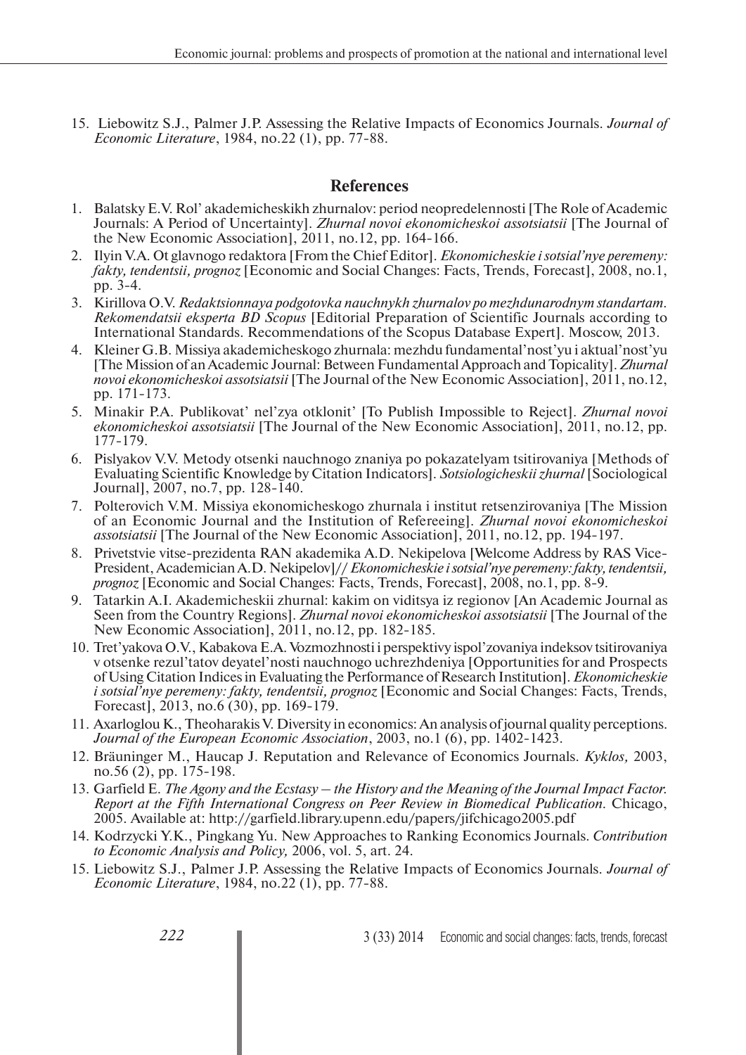15. Liebowitz S.J., Palmer J.P. Assessing the Relative Impacts of Economics Journals. *Journal of Economic Literature*, 1984, no.22 (1), pp. 77-88.

## References

1. Balatsky E.V. Rol' akademicheskikh zhurnalov: period neopredelennosti [The Role of Academic Journals: A Period of Uncertainty]. *Zhurnal novoi ekonomicheskoi assotsiatsii* [The Journal of the New Economic Association], 2011, no.12, pp. 164-166.
2. Ilyin V.A. Ot glavnogo redaktora [From the Chief Editor]. *Ekonomicheskie i sotsial'nye peremeny: fakty, tendentsii, prognoz* [Economic and Social Changes: Facts, Trends, Forecast], 2008, no.1, pp. 3-4.
3. Kirillova O.V. *Redaktsionnaya podgotovka nauchnykh zhurnalov po mezhdunarodnym standartam. Rekomendatsii eksperta BD Scopus* [Editorial Preparation of Scientific Journals according to International Standards. Recommendations of the Scopus Database Expert]. Moscow, 2013.
4. Kleiner G.B. Missiya akademicheskogo zhurnala: mezhdu fundamental'nost'yu i aktual'nost'yu [The Mission of an Academic Journal: Between Fundamental Approach and Topicality]. *Zhurnal novoi ekonomicheskoi assotsiatsii* [The Journal of the New Economic Association], 2011, no.12, pp. 171-173.
5. Minakir P.A. Publikovat' nel'zya otklonit' [To Publish Impossible to Reject]. *Zhurnal novoi ekonomicheskoi assotsiatsii* [The Journal of the New Economic Association], 2011, no.12, pp. 177-179.
6. Pislyakov V.V. Metody otsenki nauchnogo znaniya po pokazatelyam tsitirovaniya [Methods of Evaluating Scientific Knowledge by Citation Indicators]. *Sotsiologicheskii zhurnal* [Sociological Journal], 2007, no.7, pp. 128-140.
7. Polterovich V.M. Missiya ekonomicheskogo zhurnala i institut retsenzirovaniya [The Mission of an Economic Journal and the Institution of Refereeing]. *Zhurnal novoi ekonomicheskoi assotsiatsii* [The Journal of the New Economic Association], 2011, no.12, pp. 194-197.
8. Privetstvie vitse-prezidenta RAN akademika A.D. Nekipelova [Welcome Address by RAS Vice-President, Academician A.D. Nekipelov]// *Ekonomicheskie i sotsial'nye peremeny: fakty, tendentsii, prognoz* [Economic and Social Changes: Facts, Trends, Forecast], 2008, no.1, pp. 8-9.
9. Tatarkin A.I. Akademicheskii zhurnal: kakim on viditsya iz regionov [An Academic Journal as Seen from the Country Regions]. *Zhurnal novoi ekonomicheskoi assotsiatsii* [The Journal of the New Economic Association], 2011, no.12, pp. 182-185.
10. Tret'yakova O.V., Kabakova E.A. Vozmozhnosti i perspektivy ispol'zovaniya indeksov tsitirovaniya v otsenke rezul'tatov deyatel'nosti nauchnogo uchrezhdeniya [Opportunities for and Prospects of Using Citation Indices in Evaluating the Performance of Research Institution]. *Ekonomicheskie i sotsial'nye peremeny: fakty, tendentsii, prognoz* [Economic and Social Changes: Facts, Trends, Forecast], 2013, no.6 (30), pp. 169-179.
11. Axarloglou K., Theoharakis V. Diversity in economics: An analysis of journal quality perceptions. *Journal of the European Economic Association*, 2003, no.1 (6), pp. 1402-1423.
12. Bräuninger M., Haucap J. Reputation and Relevance of Economics Journals. *Kyklos,* 2003, no.56 (2), pp. 175-198.
13. Garfield E. *The Agony and the Ecstasy – the History and the Meaning of the Journal Impact Factor. Report at the Fifth International Congress on Peer Review in Biomedical Publication.* Chicago, 2005. Available at: http://garfield.library.upenn.edu/papers/jifchicago2005.pdf
14. Kodrzycki Y.K., Pingkang Yu. New Approaches to Ranking Economics Journals. *Contribution to Economic Analysis and Policy,* 2006, vol. 5, art. 24.
15. Liebowitz S.J., Palmer J.P. Assessing the Relative Impacts of Economics Journals. *Journal of Economic Literature*, 1984, no.22 (1), pp. 77-88.